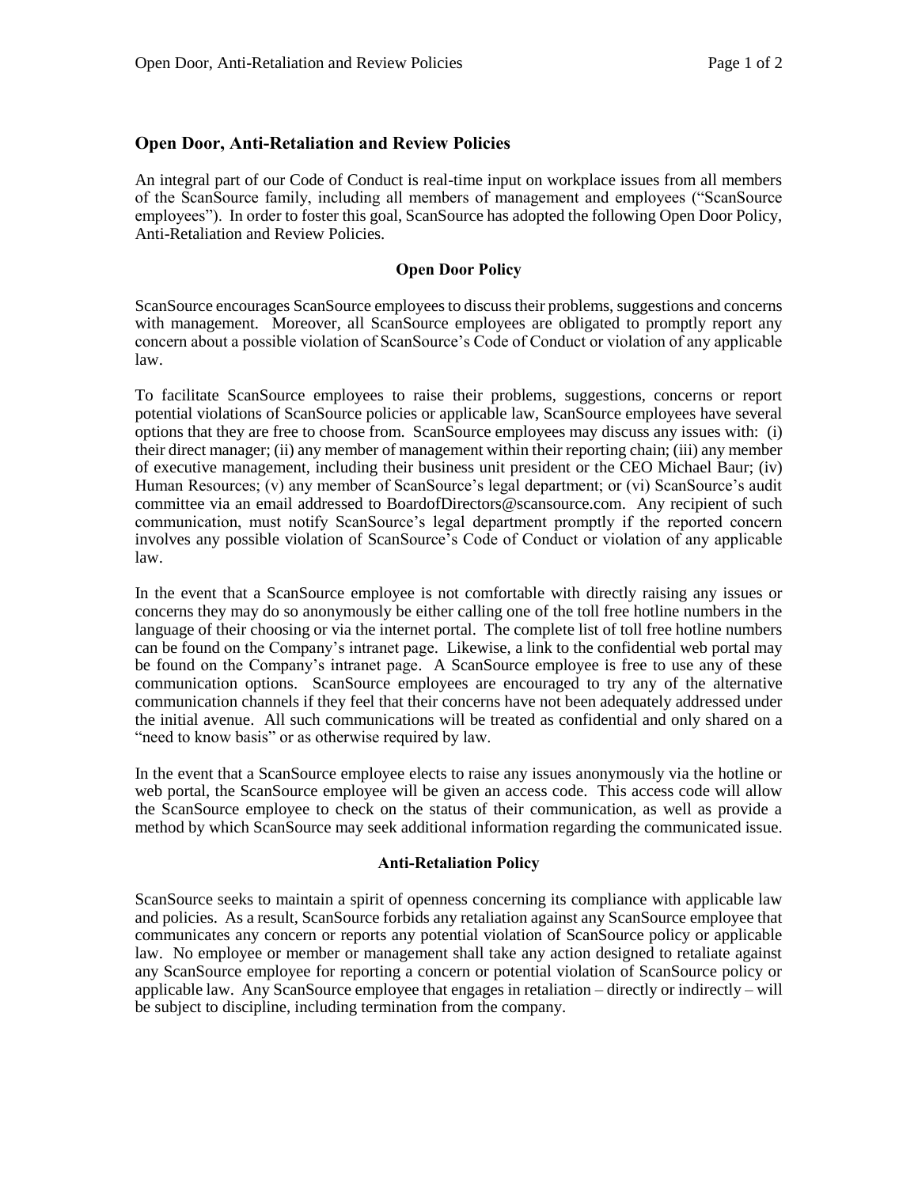## Open Door, Anti-Retaliation and Review Policies

An integral part of our Code of Conduct is real-time input on workplace issues from all members of the ScanSource family, including all members of management and employees ("ScanSource employees"). In order to foster this goal, ScanSource has adopted the following Open Door Policy, Anti-Retaliation and Review Policies.

### Open Door Policy

ScanSource encourages ScanSource employees to discuss their problems, suggestions and concerns with management. Moreover, all ScanSource employees are obligated to promptly report any concern about a possible violation of ScanSource's Code of Conduct or violation of any applicable law.

To facilitate ScanSource employees to raise their problems, suggestions, concerns or report potential violations of ScanSource policies or applicable law, ScanSource employees have several options that they are free to choose from. ScanSource employees may discuss any issues with: (i) their direct manager; (ii) any member of management within their reporting chain; (iii) any member of executive management, including their business unit president or the CEO Michael Baur; (iv) Human Resources; (v) any member of ScanSource's legal department; or (vi) ScanSource's audit committee via an email addressed to BoardofDirectors@scansource.com. Any recipient of such communication, must notify ScanSource's legal department promptly if the reported concern involves any possible violation of ScanSource's Code of Conduct or violation of any applicable law.

In the event that a ScanSource employee is not comfortable with directly raising any issues or concerns they may do so anonymously be either calling one of the toll free hotline numbers in the language of their choosing or via the internet portal. The complete list of toll free hotline numbers can be found on the Company's intranet page. Likewise, a link to the confidential web portal may be found on the Company's intranet page. A ScanSource employee is free to use any of these communication options. ScanSource employees are encouraged to try any of the alternative communication channels if they feel that their concerns have not been adequately addressed under the initial avenue. All such communications will be treated as confidential and only shared on a "need to know basis" or as otherwise required by law.

In the event that a ScanSource employee elects to raise any issues anonymously via the hotline or web portal, the ScanSource employee will be given an access code. This access code will allow the ScanSource employee to check on the status of their communication, as well as provide a method by which ScanSource may seek additional information regarding the communicated issue.

### Anti-Retaliation Policy

ScanSource seeks to maintain a spirit of openness concerning its compliance with applicable law and policies. As a result, ScanSource forbids any retaliation against any ScanSource employee that communicates any concern or reports any potential violation of ScanSource policy or applicable law. No employee or member or management shall take any action designed to retaliate against any ScanSource employee for reporting a concern or potential violation of ScanSource policy or applicable law. Any ScanSource employee that engages in retaliation – directly or indirectly – will be subject to discipline, including termination from the company.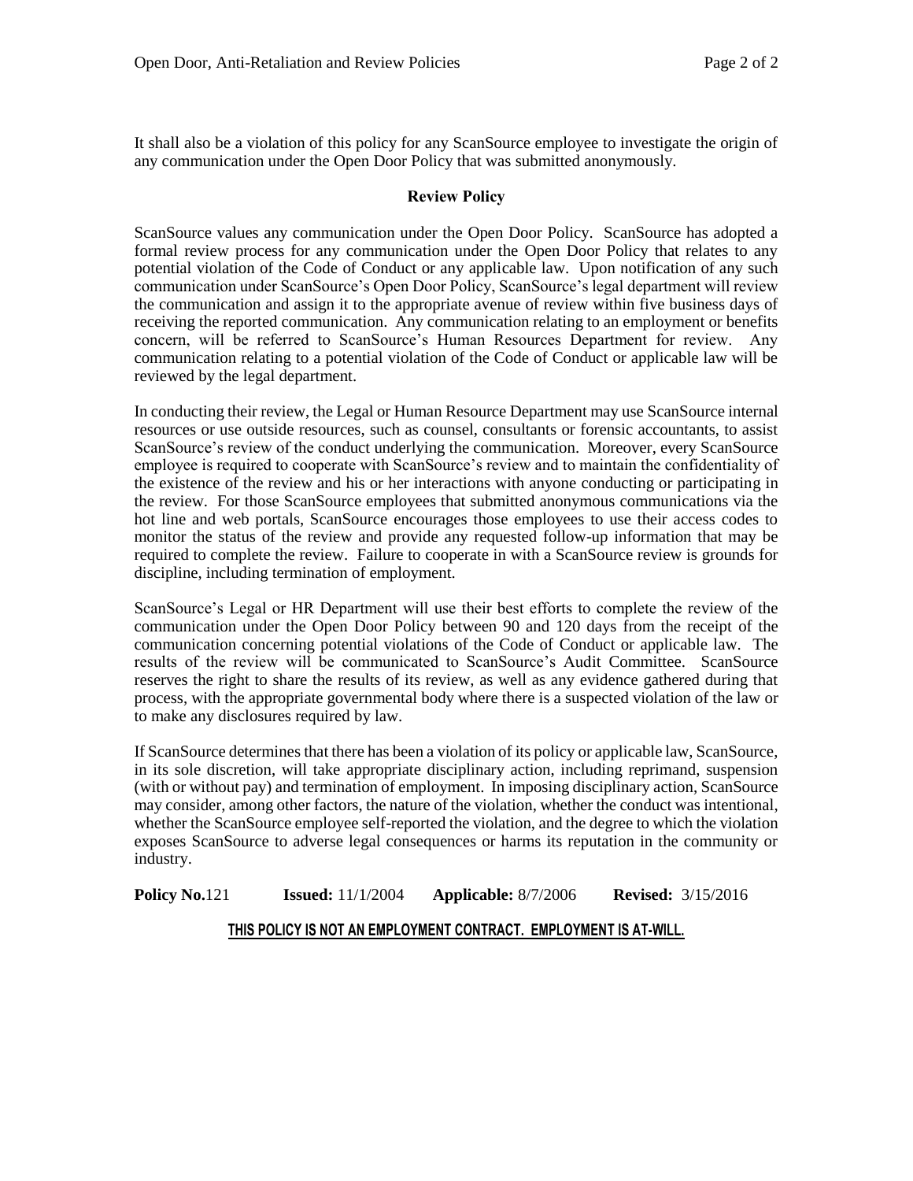It shall also be a violation of this policy for any ScanSource employee to investigate the origin of any communication under the Open Door Policy that was submitted anonymously.

## Review Policy

ScanSource values any communication under the Open Door Policy. ScanSource has adopted a formal review process for any communication under the Open Door Policy that relates to any potential violation of the Code of Conduct or any applicable law. Upon notification of any such communication under ScanSource's Open Door Policy, ScanSource's legal department will review the communication and assign it to the appropriate avenue of review within five business days of receiving the reported communication. Any communication relating to an employment or benefits concern, will be referred to ScanSource's Human Resources Department for review. Any communication relating to a potential violation of the Code of Conduct or applicable law will be reviewed by the legal department.

In conducting their review, the Legal or Human Resource Department may use ScanSource internal resources or use outside resources, such as counsel, consultants or forensic accountants, to assist ScanSource's review of the conduct underlying the communication. Moreover, every ScanSource employee is required to cooperate with ScanSource's review and to maintain the confidentiality of the existence of the review and his or her interactions with anyone conducting or participating in the review. For those ScanSource employees that submitted anonymous communications via the hot line and web portals, ScanSource encourages those employees to use their access codes to monitor the status of the review and provide any requested follow-up information that may be required to complete the review. Failure to cooperate in with a ScanSource review is grounds for discipline, including termination of employment.

ScanSource's Legal or HR Department will use their best efforts to complete the review of the communication under the Open Door Policy between 90 and 120 days from the receipt of the communication concerning potential violations of the Code of Conduct or applicable law. The results of the review will be communicated to ScanSource's Audit Committee. ScanSource reserves the right to share the results of its review, as well as any evidence gathered during that process, with the appropriate governmental body where there is a suspected violation of the law or to make any disclosures required by law.

If ScanSource determines that there has been a violation of its policy or applicable law, ScanSource, in its sole discretion, will take appropriate disciplinary action, including reprimand, suspension (with or without pay) and termination of employment. In imposing disciplinary action, ScanSource may consider, among other factors, the nature of the violation, whether the conduct was intentional, whether the ScanSource employee self-reported the violation, and the degree to which the violation exposes ScanSource to adverse legal consequences or harms its reputation in the community or industry.

**Policy No.**121 **Issued:** 11/1/2004 **Applicable:** 8/7/2006 **Revised:** 3/15/2016

**THIS POLICY IS NOT AN EMPLOYMENT CONTRACT. EMPLOYMENT IS AT-WILL.**